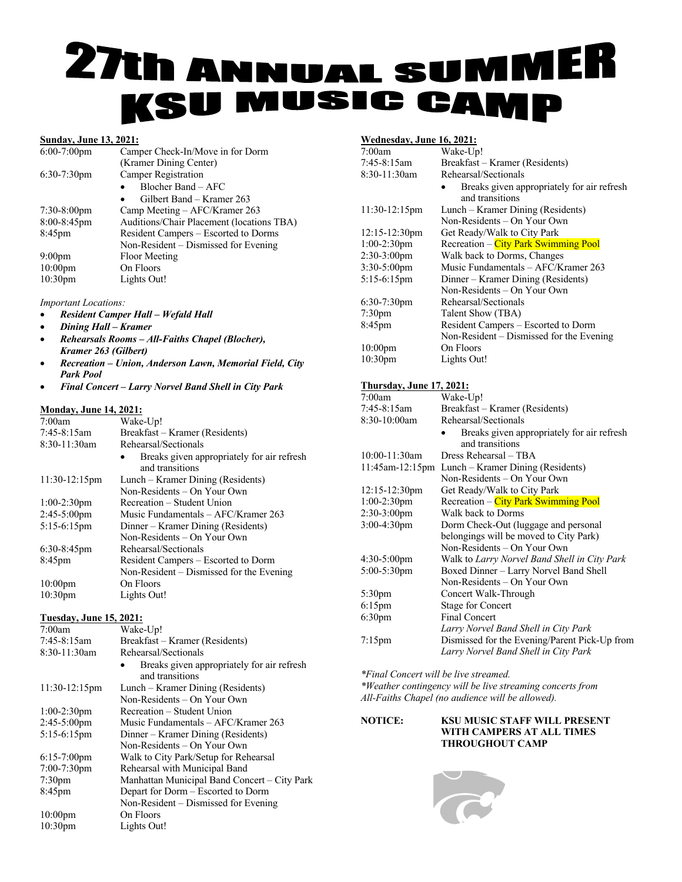# 27th ANNUAL SUMMER KSU MUSIC CAMP

**Sunday, June 13, 2021:**

| | |
|---|---|
| 6:00-7:00pm | Camper Check-In/Move in for Dorm (Kramer Dining Center) |
| 6:30-7:30pm | Camper Registration<br>• Blocher Band – AFC<br>• Gilbert Band – Kramer 263 |
| 7:30-8:00pm | Camp Meeting – AFC/Kramer 263 |
| 8:00-8:45pm | Auditions/Chair Placement (locations TBA) |
| 8:45pm | Resident Campers – Escorted to Dorms<br>Non-Resident – Dismissed for Evening |
| 9:00pm | Floor Meeting |
| 10:00pm | On Floors |
| 10:30pm | Lights Out! |

*Important Locations:*

- ***Resident Camper Hall – Wefald Hall***
- ***Dining Hall – Kramer***
- ***Rehearsals Rooms – All-Faiths Chapel (Blocher), Kramer 263 (Gilbert)***
- ***Recreation – Union, Anderson Lawn, Memorial Field, City Park Pool***
- ***Final Concert – Larry Norvel Band Shell in City Park***

**Monday, June 14, 2021:**

| | |
|---|---|
| 7:00am | Wake-Up! |
| 7:45-8:15am | Breakfast – Kramer (Residents) |
| 8:30-11:30am | Rehearsal/Sectionals<br>• Breaks given appropriately for air refresh and transitions |
| 11:30-12:15pm | Lunch – Kramer Dining (Residents)<br>Non-Residents – On Your Own |
| 1:00-2:30pm | Recreation – Student Union |
| 2:45-5:00pm | Music Fundamentals – AFC/Kramer 263 |
| 5:15-6:15pm | Dinner – Kramer Dining (Residents)<br>Non-Residents – On Your Own |
| 6:30-8:45pm | Rehearsal/Sectionals |
| 8:45pm | Resident Campers – Escorted to Dorm<br>Non-Resident – Dismissed for the Evening |
| 10:00pm | On Floors |
| 10:30pm | Lights Out! |

**Tuesday, June 15, 2021:**

| | |
|---|---|
| 7:00am | Wake-Up! |
| 7:45-8:15am | Breakfast – Kramer (Residents) |
| 8:30-11:30am | Rehearsal/Sectionals<br>• Breaks given appropriately for air refresh and transitions |
| 11:30-12:15pm | Lunch – Kramer Dining (Residents)<br>Non-Residents – On Your Own |
| 1:00-2:30pm | Recreation – Student Union |
| 2:45-5:00pm | Music Fundamentals – AFC/Kramer 263 |
| 5:15-6:15pm | Dinner – Kramer Dining (Residents)<br>Non-Residents – On Your Own |
| 6:15-7:00pm | Walk to City Park/Setup for Rehearsal |
| 7:00-7:30pm | Rehearsal with Municipal Band |
| 7:30pm | Manhattan Municipal Band Concert – City Park |
| 8:45pm | Depart for Dorm – Escorted to Dorm<br>Non-Resident – Dismissed for Evening |
| 10:00pm | On Floors |
| 10:30pm | Lights Out! |

**Wednesday, June 16, 2021:**

| | |
|---|---|
| 7:00am | Wake-Up! |
| 7:45-8:15am | Breakfast – Kramer (Residents) |
| 8:30-11:30am | Rehearsal/Sectionals<br>• Breaks given appropriately for air refresh and transitions |
| 11:30-12:15pm | Lunch – Kramer Dining (Residents)<br>Non-Residents – On Your Own |
| 12:15-12:30pm | Get Ready/Walk to City Park |
| 1:00-2:30pm | Recreation – City Park Swimming Pool |
| 2:30-3:00pm | Walk back to Dorms, Changes |
| 3:30-5:00pm | Music Fundamentals – AFC/Kramer 263 |
| 5:15-6:15pm | Dinner – Kramer Dining (Residents)<br>Non-Residents – On Your Own |
| 6:30-7:30pm | Rehearsal/Sectionals |
| 7:30pm | Talent Show (TBA) |
| 8:45pm | Resident Campers – Escorted to Dorm<br>Non-Resident – Dismissed for the Evening |
| 10:00pm | On Floors |
| 10:30pm | Lights Out! |

**Thursday, June 17, 2021:**

| | |
|---|---|
| 7:00am | Wake-Up! |
| 7:45-8:15am | Breakfast – Kramer (Residents) |
| 8:30-10:00am | Rehearsal/Sectionals<br>• Breaks given appropriately for air refresh and transitions |
| 10:00-11:30am | Dress Rehearsal – TBA |
| 11:45am-12:15pm | Lunch – Kramer Dining (Residents)<br>Non-Residents – On Your Own |
| 12:15-12:30pm | Get Ready/Walk to City Park |
| 1:00-2:30pm | Recreation – City Park Swimming Pool |
| 2:30-3:00pm | Walk back to Dorms |
| 3:00-4:30pm | Dorm Check-Out (luggage and personal belongings will be moved to City Park)<br>Non-Residents – On Your Own |
| 4:30-5:00pm | Walk to *Larry Norvel Band Shell in City Park* |
| 5:00-5:30pm | Boxed Dinner – Larry Norvel Band Shell<br>Non-Residents – On Your Own |
| 5:30pm | Concert Walk-Through |
| 6:15pm | Stage for Concert |
| 6:30pm | Final Concert<br>*Larry Norvel Band Shell in City Park* |
| 7:15pm | Dismissed for the Evening/Parent Pick-Up from *Larry Norvel Band Shell in City Park* |

*\*Final Concert will be live streamed.*
*\*Weather contingency will be live streaming concerts from All-Faiths Chapel (no audience will be allowed).*

**NOTICE:** **KSU MUSIC STAFF WILL PRESENT WITH CAMPERS AT ALL TIMES THROUGHOUT CAMP**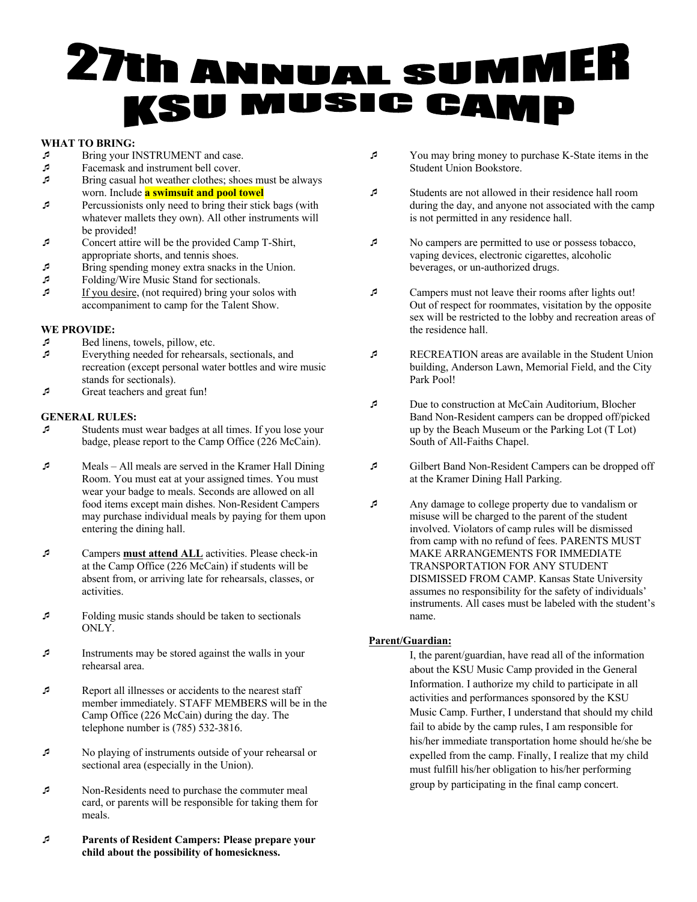# 27th ANNUAL SUMMER KSU MUSIC CAMP

**WHAT TO BRING:**

- ♬ Bring your INSTRUMENT and case.
- ♬ Facemask and instrument bell cover.
- ♬ Bring casual hot weather clothes; shoes must be always worn. Include **a swimsuit and pool towel**
- ♬ Percussionists only need to bring their stick bags (with whatever mallets they own). All other instruments will be provided!
- ♬ Concert attire will be the provided Camp T-Shirt, appropriate shorts, and tennis shoes.
- ♬ Bring spending money extra snacks in the Union.
- ♬ Folding/Wire Music Stand for sectionals.
- ♬ If you desire, (not required) bring your solos with accompaniment to camp for the Talent Show.

**WE PROVIDE:**

- ♬ Bed linens, towels, pillow, etc.
- ♬ Everything needed for rehearsals, sectionals, and recreation (except personal water bottles and wire music stands for sectionals).
- ♬ Great teachers and great fun!

**GENERAL RULES:**

- ♬ Students must wear badges at all times. If you lose your badge, please report to the Camp Office (226 McCain).
- ♬ Meals – All meals are served in the Kramer Hall Dining Room. You must eat at your assigned times. You must wear your badge to meals. Seconds are allowed on all food items except main dishes. Non-Resident Campers may purchase individual meals by paying for them upon entering the dining hall.
- ♬ Campers **must attend ALL** activities. Please check-in at the Camp Office (226 McCain) if students will be absent from, or arriving late for rehearsals, classes, or activities.
- ♬ Folding music stands should be taken to sectionals ONLY.
- ♬ Instruments may be stored against the walls in your rehearsal area.
- ♬ Report all illnesses or accidents to the nearest staff member immediately. STAFF MEMBERS will be in the Camp Office (226 McCain) during the day. The telephone number is (785) 532-3816.
- ♬ No playing of instruments outside of your rehearsal or sectional area (especially in the Union).
- ♬ Non-Residents need to purchase the commuter meal card, or parents will be responsible for taking them for meals.
- ♬ **Parents of Resident Campers: Please prepare your child about the possibility of homesickness.**
- ♬ You may bring money to purchase K-State items in the Student Union Bookstore.
- ♬ Students are not allowed in their residence hall room during the day, and anyone not associated with the camp is not permitted in any residence hall.
- ♬ No campers are permitted to use or possess tobacco, vaping devices, electronic cigarettes, alcoholic beverages, or un-authorized drugs.
- ♬ Campers must not leave their rooms after lights out! Out of respect for roommates, visitation by the opposite sex will be restricted to the lobby and recreation areas of the residence hall.
- ♬ RECREATION areas are available in the Student Union building, Anderson Lawn, Memorial Field, and the City Park Pool!
- ♬ Due to construction at McCain Auditorium, Blocher Band Non-Resident campers can be dropped off/picked up by the Beach Museum or the Parking Lot (T Lot) South of All-Faiths Chapel.
- ♬ Gilbert Band Non-Resident Campers can be dropped off at the Kramer Dining Hall Parking.
- ♬ Any damage to college property due to vandalism or misuse will be charged to the parent of the student involved. Violators of camp rules will be dismissed from camp with no refund of fees. PARENTS MUST MAKE ARRANGEMENTS FOR IMMEDIATE TRANSPORTATION FOR ANY STUDENT DISMISSED FROM CAMP. Kansas State University assumes no responsibility for the safety of individuals' instruments. All cases must be labeled with the student's name.

**Parent/Guardian:**

I, the parent/guardian, have read all of the information about the KSU Music Camp provided in the General Information. I authorize my child to participate in all activities and performances sponsored by the KSU Music Camp. Further, I understand that should my child fail to abide by the camp rules, I am responsible for his/her immediate transportation home should he/she be expelled from the camp. Finally, I realize that my child must fulfill his/her obligation to his/her performing group by participating in the final camp concert.